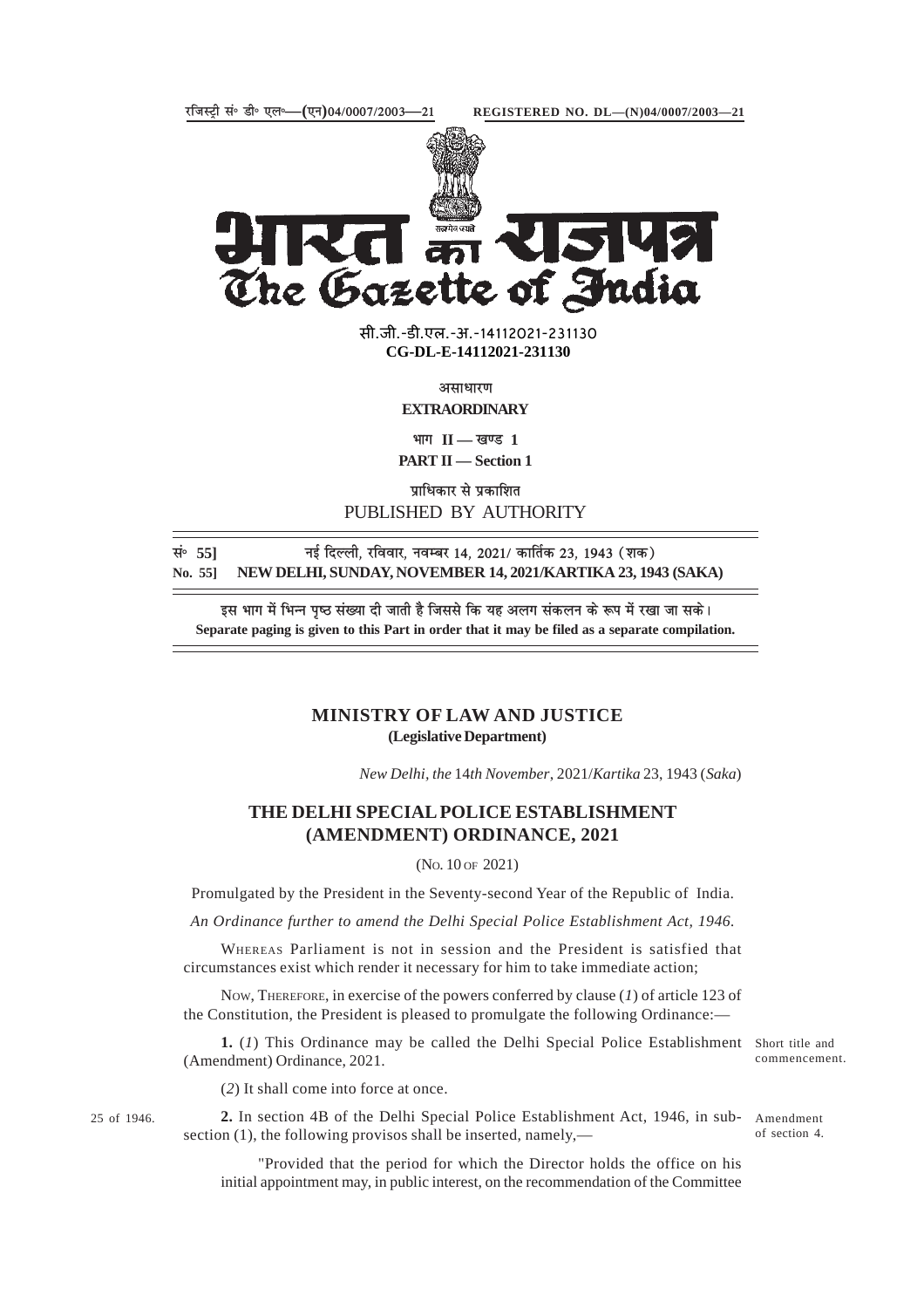रजिस्ट्री सं॰ डी॰ एल॰—(एन)04/0007/2003—21 REGISTERED NO. DL—(N)04/0007/2003—21

# भारत का राजपत्र
# The Gazette of India

सी.जी.-डी.एल.-अ.-14112021-231130
**CG-DL-E-14112021-231130**

असाधारण
**EXTRAORDINARY**

भाग II — खण्ड 1
**PART II — Section 1**

प्राधिकार से प्रकाशित
PUBLISHED BY AUTHORITY

सं॰ 55] नई दिल्ली, रविवार, नवम्बर 14, 2021/ कार्तिक 23, 1943 (शक)
**No. 55] NEW DELHI, SUNDAY, NOVEMBER 14, 2021/KARTIKA 23, 1943 (SAKA)**

इस भाग में भिन्न पृष्ठ संख्या दी जाती है जिससे कि यह अलग संकलन के रूप में रखा जा सके।
**Separate paging is given to this Part in order that it may be filed as a separate compilation.**

## MINISTRY OF LAW AND JUSTICE
**(Legislative Department)**

*New Delhi, the* 14*th November*, 2021/*Kartika* 23, 1943 (*Saka*)

## THE DELHI SPECIAL POLICE ESTABLISHMENT (AMENDMENT) ORDINANCE, 2021

(No. 10 of 2021)

Promulgated by the President in the Seventy-second Year of the Republic of India.

*An Ordinance further to amend the Delhi Special Police Establishment Act, 1946.*

WHEREAS Parliament is not in session and the President is satisfied that circumstances exist which render it necessary for him to take immediate action;

NOW, THEREFORE, in exercise of the powers conferred by clause (*1*) of article 123 of the Constitution, the President is pleased to promulgate the following Ordinance:—

Short title and commencement.

**1.** (*1*) This Ordinance may be called the Delhi Special Police Establishment (Amendment) Ordinance, 2021.

(*2*) It shall come into force at once.

Amendment of section 4.

25 of 1946.

**2.** In section 4B of the Delhi Special Police Establishment Act, 1946, in sub-section (1), the following provisos shall be inserted, namely,—

"Provided that the period for which the Director holds the office on his initial appointment may, in public interest, on the recommendation of the Committee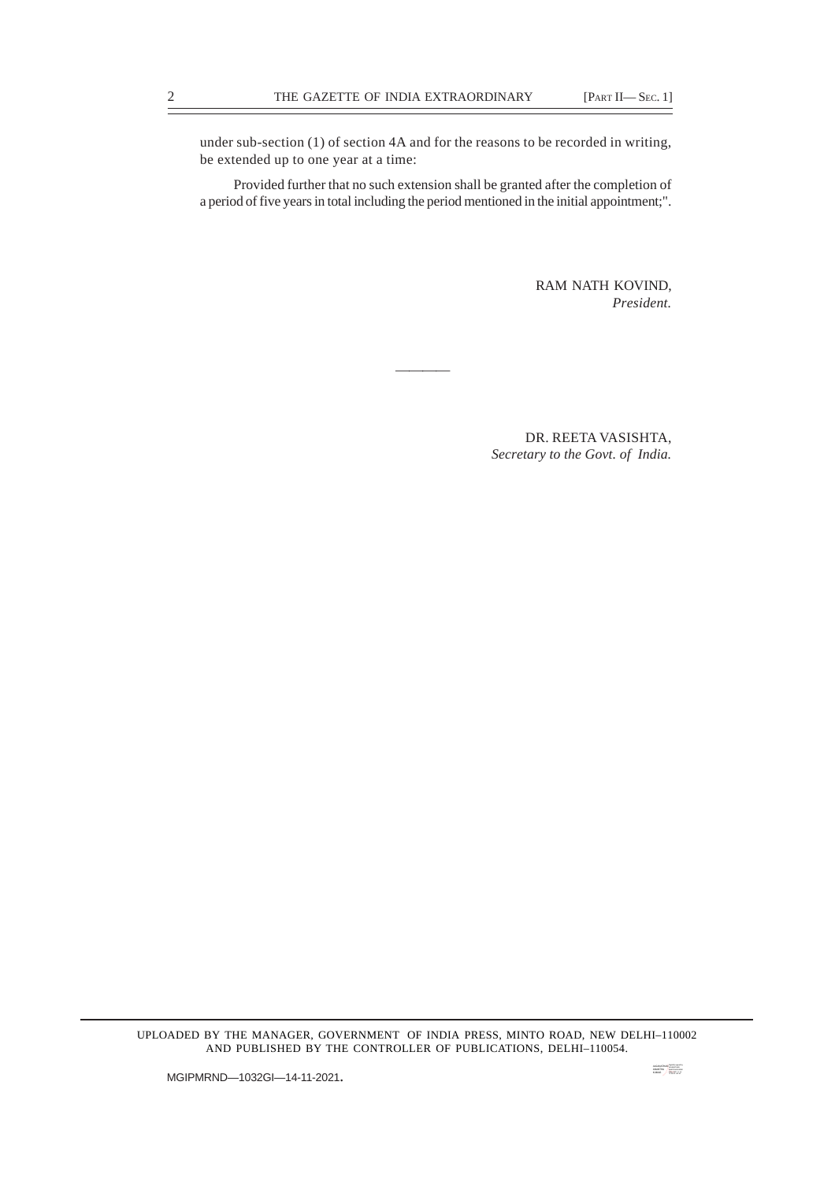under sub-section (1) of section 4A and for the reasons to be recorded in writing, be extended up to one year at a time:

Provided further that no such extension shall be granted after the completion of a period of five years in total including the period mentioned in the initial appointment;".

RAM NATH KOVIND,
*President.*

---

DR. REETA VASISHTA,
*Secretary to the Govt. of India.*

UPLOADED BY THE MANAGER, GOVERNMENT OF INDIA PRESS, MINTO ROAD, NEW DELHI–110002 AND PUBLISHED BY THE CONTROLLER OF PUBLICATIONS, DELHI–110054.

MGIPMRND—1032GI—14-11-2021.